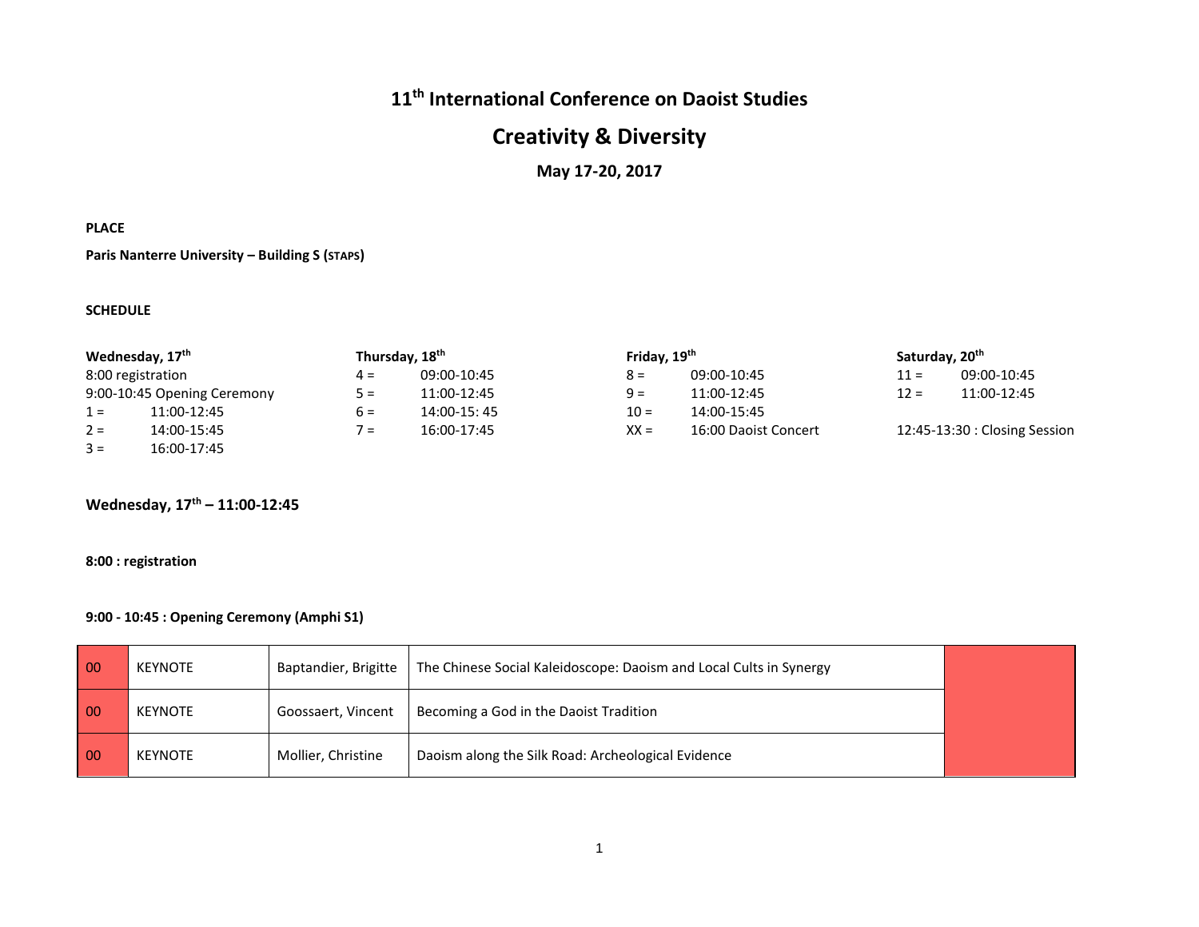# 11th International Conference on Daoist Studies

## Creativity & Diversity

### May 17-20, 2017

**PLACE**

**Paris Nanterre University – Building S (STAPS)**

**SCHEDULE**

| Wednesday, 17th | | Thursday, 18th | | Friday, 19th | | Saturday, 20th | |
|---|---|---|---|---|---|---|---|
| 8:00 registration | | 4 = | 09:00-10:45 | 8 = | 09:00-10:45 | 11 = | 09:00-10:45 |
| 9:00-10:45 Opening Ceremony | | 5 = | 11:00-12:45 | 9 = | 11:00-12:45 | 12 = | 11:00-12:45 |
| 1 = | 11:00-12:45 | 6 = | 14:00-15: 45 | 10 = | 14:00-15:45 | | |
| 2 = | 14:00-15:45 | 7 = | 16:00-17:45 | XX = | 16:00 Daoist Concert | 12:45-13:30 : Closing Session | |
| 3 = | 16:00-17:45 | | | | | | |

### Wednesday, 17th – 11:00-12:45

**8:00 : registration**

**9:00 - 10:45 : Opening Ceremony (Amphi S1)**

| | | | | |
|---|---|---|---|---|
| 00 | KEYNOTE | Baptandier, Brigitte | The Chinese Social Kaleidoscope: Daoism and Local Cults in Synergy | |
| 00 | KEYNOTE | Goossaert, Vincent | Becoming a God in the Daoist Tradition | |
| 00 | KEYNOTE | Mollier, Christine | Daoism along the Silk Road: Archeological Evidence | |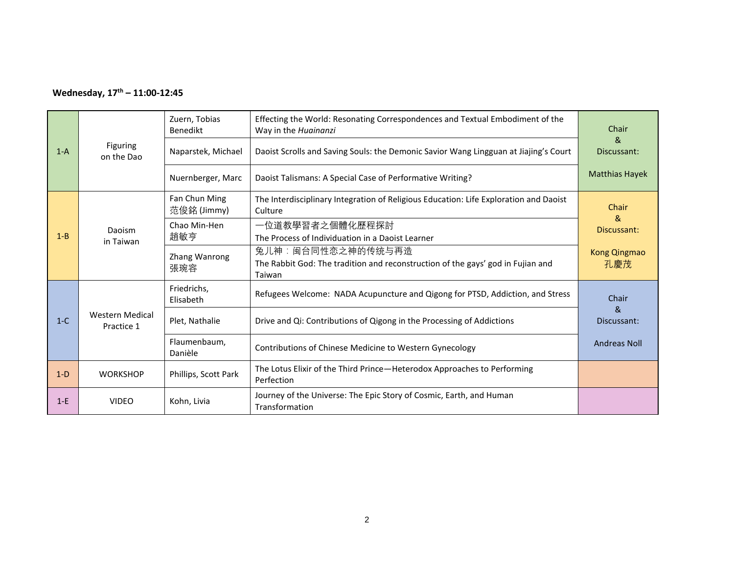**Wednesday, 17th – 11:00-12:45**

| | | | | |
|---|---|---|---|---|
| 1-A | Figuring on the Dao | Zuern, Tobias Benedikt | Effecting the World: Resonating Correspondences and Textual Embodiment of the Way in the *Huainanzi* | Chair & Discussant: Matthias Hayek |
| | | Naparstek, Michael | Daoist Scrolls and Saving Souls: the Demonic Savior Wang Lingguan at Jiajing's Court | |
| | | Nuernberger, Marc | Daoist Talismans: A Special Case of Performative Writing? | |
| 1-B | Daoism in Taiwan | Fan Chun Ming 范俊銘 (Jimmy) | The Interdisciplinary Integration of Religious Education: Life Exploration and Daoist Culture | Chair & Discussant: Kong Qingmao 孔慶茂 |
| | | Chao Min-Hen 趙敏亨 | 一位道教學習者之個體化歷程探討<br>The Process of Individuation in a Daoist Learner | |
| | | Zhang Wanrong 張琬容 | 兔儿神：闽台同性恋之神的传统与再造<br>The Rabbit God: The tradition and reconstruction of the gays' god in Fujian and Taiwan | |
| 1-C | Western Medical Practice 1 | Friedrichs, Elisabeth | Refugees Welcome: NADA Acupuncture and Qigong for PTSD, Addiction, and Stress | Chair & Discussant: Andreas Noll |
| | | Plet, Nathalie | Drive and Qi: Contributions of Qigong in the Processing of Addictions | |
| | | Flaumenbaum, Danièle | Contributions of Chinese Medicine to Western Gynecology | |
| 1-D | WORKSHOP | Phillips, Scott Park | The Lotus Elixir of the Third Prince—Heterodox Approaches to Performing Perfection | |
| 1-E | VIDEO | Kohn, Livia | Journey of the Universe: The Epic Story of Cosmic, Earth, and Human Transformation | |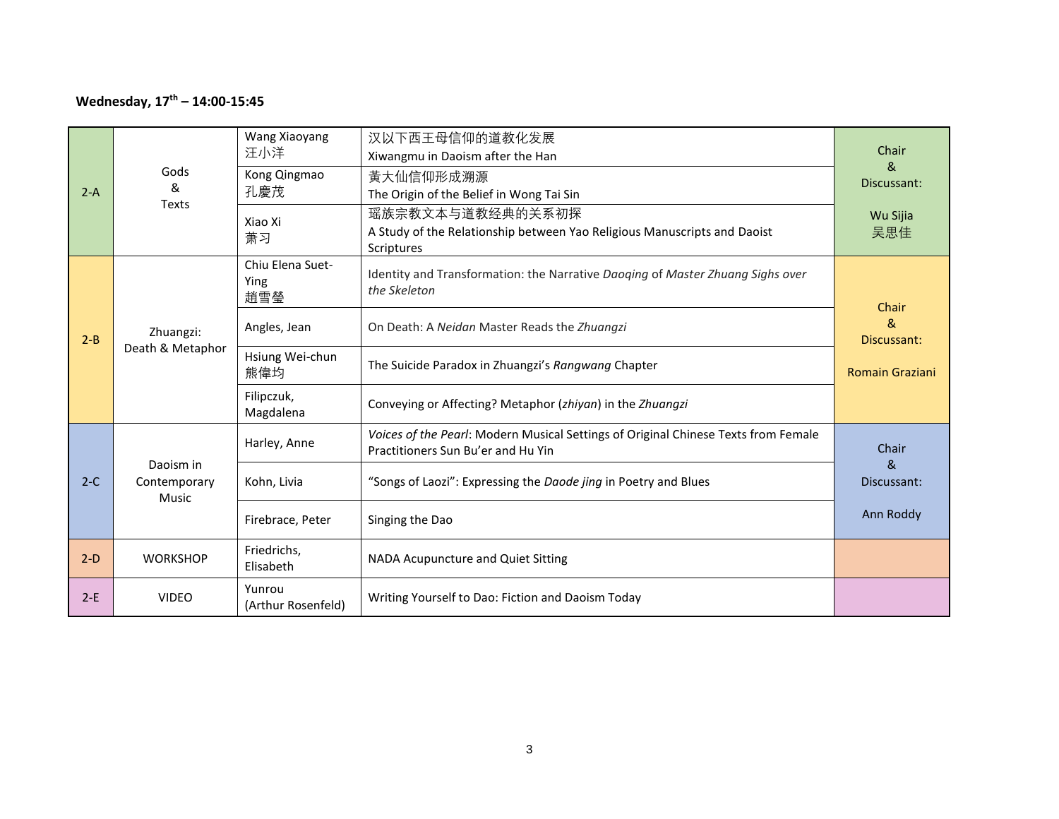**Wednesday, 17th – 14:00-15:45**

| Panel | Theme | Presenter | Title | Chair & Discussant |
|---|---|---|---|---|
| 2-A | Gods & Texts | Wang Xiaoyang 汪小洋 | 汉以下西王母信仰的道教化发展<br>Xiwangmu in Daoism after the Han | Chair & Discussant: Wu Sijia 吴思佳 |
| | | Kong Qingmao 孔慶茂 | 黃大仙信仰形成溯源<br>The Origin of the Belief in Wong Tai Sin | |
| | | Xiao Xi 萧习 | 瑶族宗教文本与道教经典的关系初探<br>A Study of the Relationship between Yao Religious Manuscripts and Daoist Scriptures | |
| 2-B | Zhuangzi: Death & Metaphor | Chiu Elena Suet-Ying 趙雪瑩 | Identity and Transformation: the Narrative *Daoqing* of *Master Zhuang Sighs over the Skeleton* | Chair & Discussant: Romain Graziani |
| | | Angles, Jean | On Death: A *Neidan* Master Reads the *Zhuangzi* | |
| | | Hsiung Wei-chun 熊偉均 | The Suicide Paradox in Zhuangzi's *Rangwang* Chapter | |
| | | Filipczuk, Magdalena | Conveying or Affecting? Metaphor (*zhiyan*) in the *Zhuangzi* | |
| 2-C | Daoism in Contemporary Music | Harley, Anne | *Voices of the Pearl*: Modern Musical Settings of Original Chinese Texts from Female Practitioners Sun Bu'er and Hu Yin | Chair & Discussant: Ann Roddy |
| | | Kohn, Livia | "Songs of Laozi": Expressing the *Daode jing* in Poetry and Blues | |
| | | Firebrace, Peter | Singing the Dao | |
| 2-D | WORKSHOP | Friedrichs, Elisabeth | NADA Acupuncture and Quiet Sitting | |
| 2-E | VIDEO | Yunrou (Arthur Rosenfeld) | Writing Yourself to Dao: Fiction and Daoism Today | |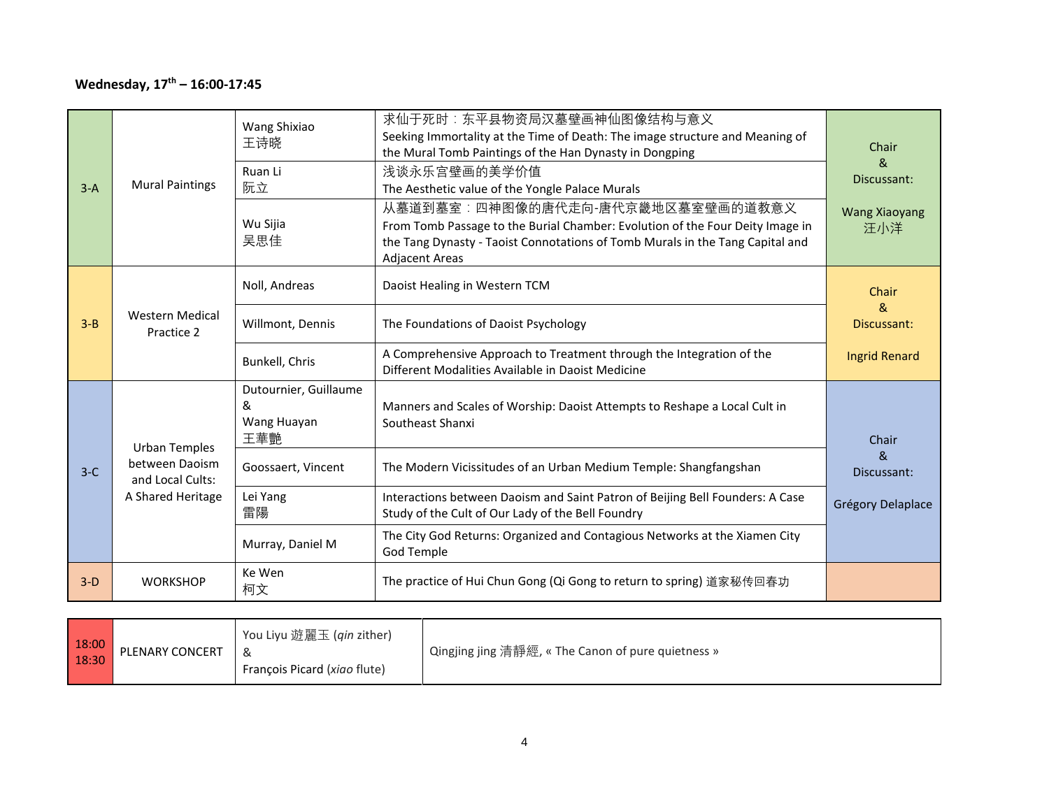**Wednesday, 17th – 16:00-17:45**

| Session | Panel | Speaker | Title | Chair & Discussant |
|---|---|---|---|---|
| 3-A | Mural Paintings | Wang Shixiao 王诗晓 | 求仙于死时：东平县物资局汉墓壁画神仙图像结构与意义<br>Seeking Immortality at the Time of Death: The image structure and Meaning of the Mural Tomb Paintings of the Han Dynasty in Dongping | Chair & Discussant: Wang Xiaoyang 汪小洋 |
| | | Ruan Li 阮立 | 浅谈永乐宫壁画的美学价值<br>The Aesthetic value of the Yongle Palace Murals | |
| | | Wu Sijia 吴思佳 | 从墓道到墓室：四神图像的唐代走向-唐代京畿地区墓室壁画的道教意义<br>From Tomb Passage to the Burial Chamber: Evolution of the Four Deity Image in the Tang Dynasty - Taoist Connotations of Tomb Murals in the Tang Capital and Adjacent Areas | |
| 3-B | Western Medical Practice 2 | Noll, Andreas | Daoist Healing in Western TCM | Chair & Discussant: Ingrid Renard |
| | | Willmont, Dennis | The Foundations of Daoist Psychology | |
| | | Bunkell, Chris | A Comprehensive Approach to Treatment through the Integration of the Different Modalities Available in Daoist Medicine | |
| 3-C | Urban Temples between Daoism and Local Cults: A Shared Heritage | Dutournier, Guillaume & Wang Huayan 王華艷 | Manners and Scales of Worship: Daoist Attempts to Reshape a Local Cult in Southeast Shanxi | Chair & Discussant: Grégory Delaplace |
| | | Goossaert, Vincent | The Modern Vicissitudes of an Urban Medium Temple: Shangfangshan | |
| | | Lei Yang 雷陽 | Interactions between Daoism and Saint Patron of Beijing Bell Founders: A Case Study of the Cult of Our Lady of the Bell Foundry | |
| | | Murray, Daniel M | The City God Returns: Organized and Contagious Networks at the Xiamen City God Temple | |
| 3-D | WORKSHOP | Ke Wen 柯文 | The practice of Hui Chun Gong (Qi Gong to return to spring) 道家秘传回春功 | |

| Time | Event | Performers | Program |
|---|---|---|---|
| 18:00 18:30 | PLENARY CONCERT | You Liyu 遊麗玉 (*qin* zither) & François Picard (*xiao* flute) | Qingjing jing 清靜經, « The Canon of pure quietness » |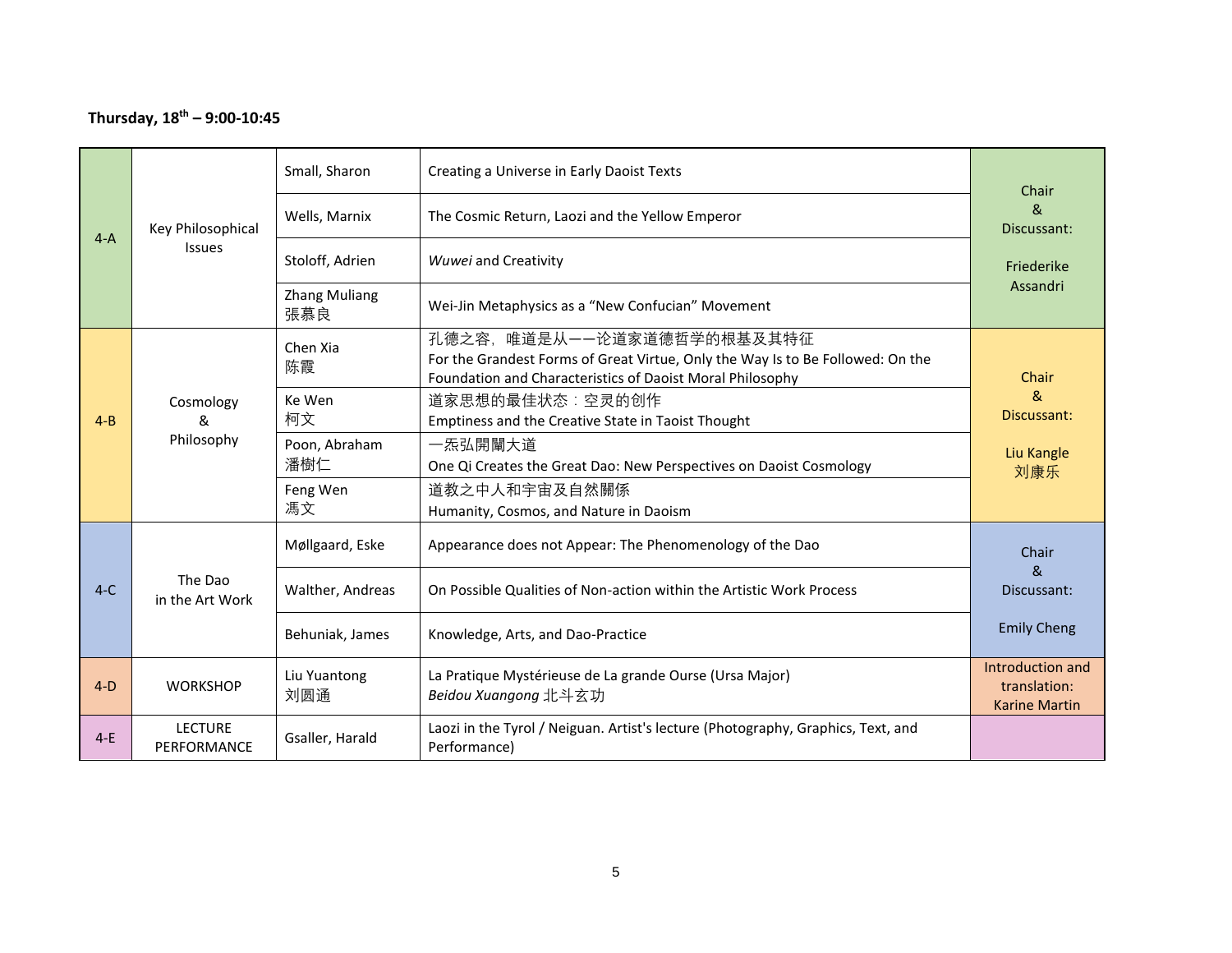**Thursday, 18th – 9:00-10:45**

| Session | Theme | Speaker | Title | Chair |
|---|---|---|---|---|
| 4-A | Key Philosophical Issues | Small, Sharon | Creating a Universe in Early Daoist Texts | Chair & Discussant: Friederike Assandri |
| | | Wells, Marnix | The Cosmic Return, Laozi and the Yellow Emperor | |
| | | Stoloff, Adrien | *Wuwei* and Creativity | |
| | | Zhang Muliang 張慕良 | Wei-Jin Metaphysics as a "New Confucian" Movement | |
| 4-B | Cosmology & Philosophy | Chen Xia 陈霞 | 孔德之容，唯道是从——论道家道德哲学的根基及其特征 For the Grandest Forms of Great Virtue, Only the Way Is to Be Followed: On the Foundation and Characteristics of Daoist Moral Philosophy | Chair & Discussant: Liu Kangle 刘康乐 |
| | | Ke Wen 柯文 | 道家思想的最佳状态：空灵的创作 Emptiness and the Creative State in Taoist Thought | |
| | | Poon, Abraham 潘樹仁 | 一炁弘開闡大道 One Qi Creates the Great Dao: New Perspectives on Daoist Cosmology | |
| | | Feng Wen 馮文 | 道教之中人和宇宙及自然關係 Humanity, Cosmos, and Nature in Daoism | |
| 4-C | The Dao in the Art Work | Møllgaard, Eske | Appearance does not Appear: The Phenomenology of the Dao | Chair & Discussant: Emily Cheng |
| | | Walther, Andreas | On Possible Qualities of Non-action within the Artistic Work Process | |
| | | Behuniak, James | Knowledge, Arts, and Dao-Practice | |
| 4-D | WORKSHOP | Liu Yuantong 刘圆通 | La Pratique Mystérieuse de La grande Ourse (Ursa Major) *Beidou Xuangong* 北斗玄功 | Introduction and translation: Karine Martin |
| 4-E | LECTURE PERFORMANCE | Gsaller, Harald | Laozi in the Tyrol / Neiguan. Artist's lecture (Photography, Graphics, Text, and Performance) | |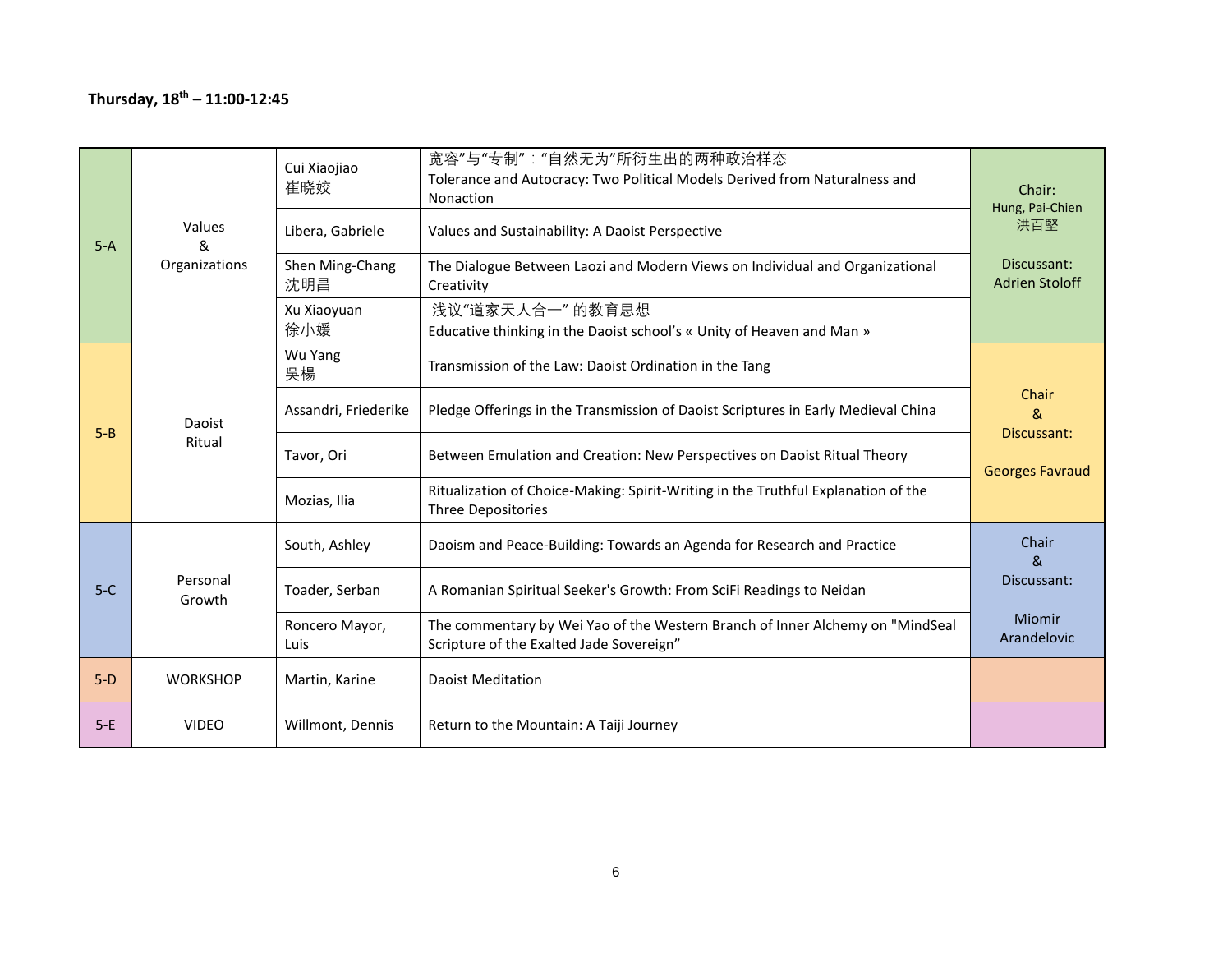**Thursday, 18th – 11:00-12:45**

| Session | Theme | Presenter | Title | Chair / Discussant |
|---|---|---|---|---|
| 5-A | Values & Organizations | Cui Xiaojiao 崔晓姣 | 宽容"与"专制"："自然无为"所衍生出的两种政治样态<br>Tolerance and Autocracy: Two Political Models Derived from Naturalness and Nonaction | Chair: Hung, Pai-Chien 洪百堅<br><br>Discussant: Adrien Stoloff |
| | | Libera, Gabriele | Values and Sustainability: A Daoist Perspective | |
| | | Shen Ming-Chang 沈明昌 | The Dialogue Between Laozi and Modern Views on Individual and Organizational Creativity | |
| | | Xu Xiaoyuan 徐小媛 | 浅议"道家天人合一" 的教育思想<br>Educative thinking in the Daoist school's « Unity of Heaven and Man » | |
| 5-B | Daoist Ritual | Wu Yang 吳楊 | Transmission of the Law: Daoist Ordination in the Tang | Chair & Discussant:<br><br>Georges Favraud |
| | | Assandri, Friederike | Pledge Offerings in the Transmission of Daoist Scriptures in Early Medieval China | |
| | | Tavor, Ori | Between Emulation and Creation: New Perspectives on Daoist Ritual Theory | |
| | | Mozias, Ilia | Ritualization of Choice-Making: Spirit-Writing in the Truthful Explanation of the Three Depositories | |
| 5-C | Personal Growth | South, Ashley | Daoism and Peace-Building: Towards an Agenda for Research and Practice | Chair & Discussant:<br><br>Miomir Arandelovic |
| | | Toader, Serban | A Romanian Spiritual Seeker's Growth: From SciFi Readings to Neidan | |
| | | Roncero Mayor, Luis | The commentary by Wei Yao of the Western Branch of Inner Alchemy on "MindSeal Scripture of the Exalted Jade Sovereign" | |
| 5-D | WORKSHOP | Martin, Karine | Daoist Meditation | |
| 5-E | VIDEO | Willmont, Dennis | Return to the Mountain: A Taiji Journey | |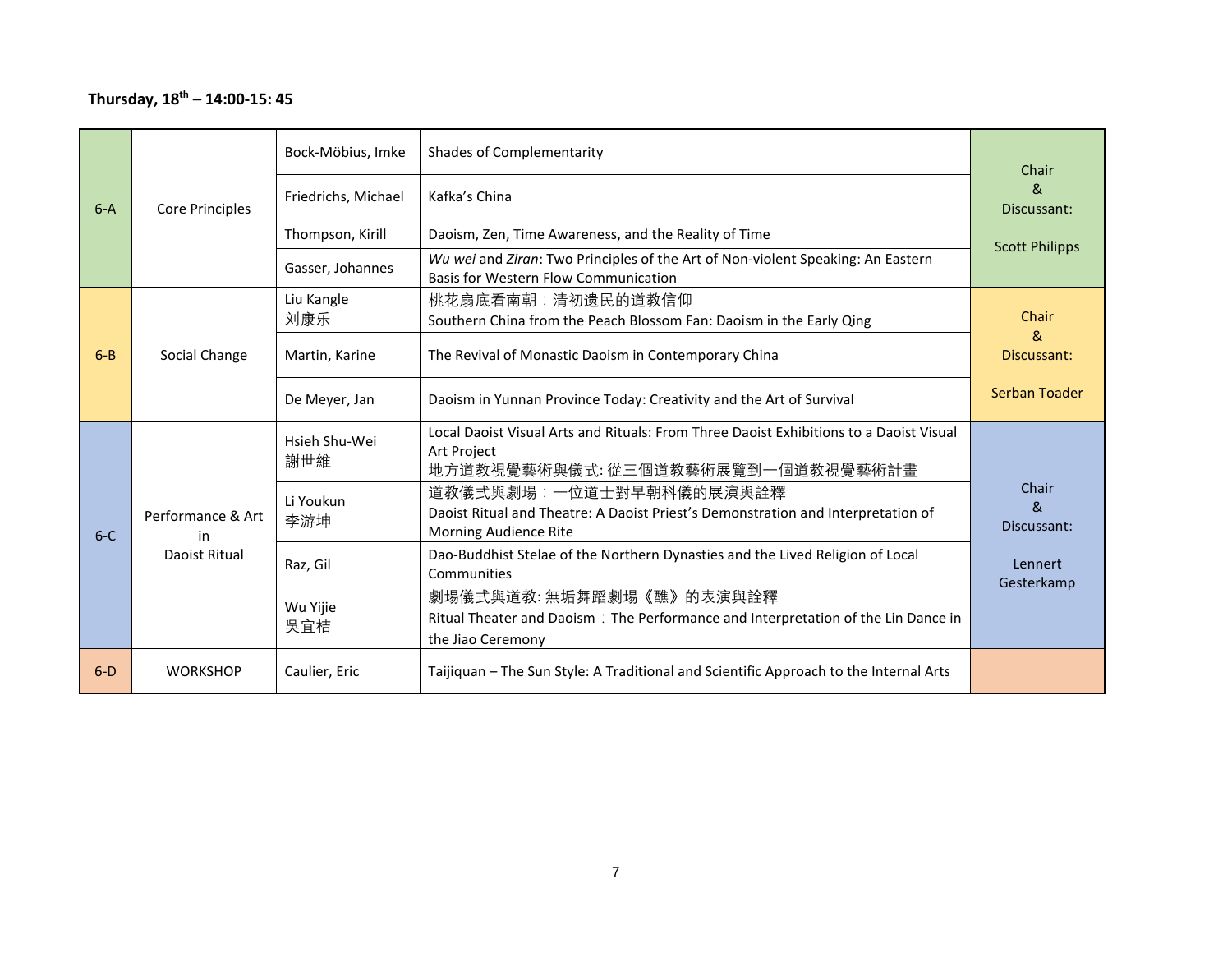**Thursday, 18th – 14:00-15: 45**

| Session | Panel | Presenter | Title | Chair & Discussant |
|---|---|---|---|---|
| 6-A | Core Principles | Bock-Möbius, Imke | Shades of Complementarity | Chair & Discussant: Scott Philipps |
| | | Friedrichs, Michael | Kafka's China | |
| | | Thompson, Kirill | Daoism, Zen, Time Awareness, and the Reality of Time | |
| | | Gasser, Johannes | *Wu wei* and *Ziran*: Two Principles of the Art of Non-violent Speaking: An Eastern Basis for Western Flow Communication | |
| 6-B | Social Change | Liu Kangle 刘康乐 | 桃花扇底看南朝：清初遗民的道教信仰<br>Southern China from the Peach Blossom Fan: Daoism in the Early Qing | Chair & Discussant: Serban Toader |
| | | Martin, Karine | The Revival of Monastic Daoism in Contemporary China | |
| | | De Meyer, Jan | Daoism in Yunnan Province Today: Creativity and the Art of Survival | |
| 6-C | Performance & Art in Daoist Ritual | Hsieh Shu-Wei 謝世維 | Local Daoist Visual Arts and Rituals: From Three Daoist Exhibitions to a Daoist Visual Art Project<br>地方道教視覺藝術與儀式: 從三個道教藝術展覽到一個道教視覺藝術計畫 | Chair & Discussant: Lennert Gesterkamp |
| | | Li Youkun 李游坤 | 道教儀式與劇場：一位道士對早朝科儀的展演與詮釋<br>Daoist Ritual and Theatre: A Daoist Priest's Demonstration and Interpretation of Morning Audience Rite | |
| | | Raz, Gil | Dao-Buddhist Stelae of the Northern Dynasties and the Lived Religion of Local Communities | |
| | | Wu Yijie 吴宜桔 | 劇場儀式與道教: 無垢舞蹈劇場《醮》的表演與詮釋<br>Ritual Theater and Daoism：The Performance and Interpretation of the Lin Dance in the Jiao Ceremony | |
| 6-D | WORKSHOP | Caulier, Eric | Taijiquan – The Sun Style: A Traditional and Scientific Approach to the Internal Arts | |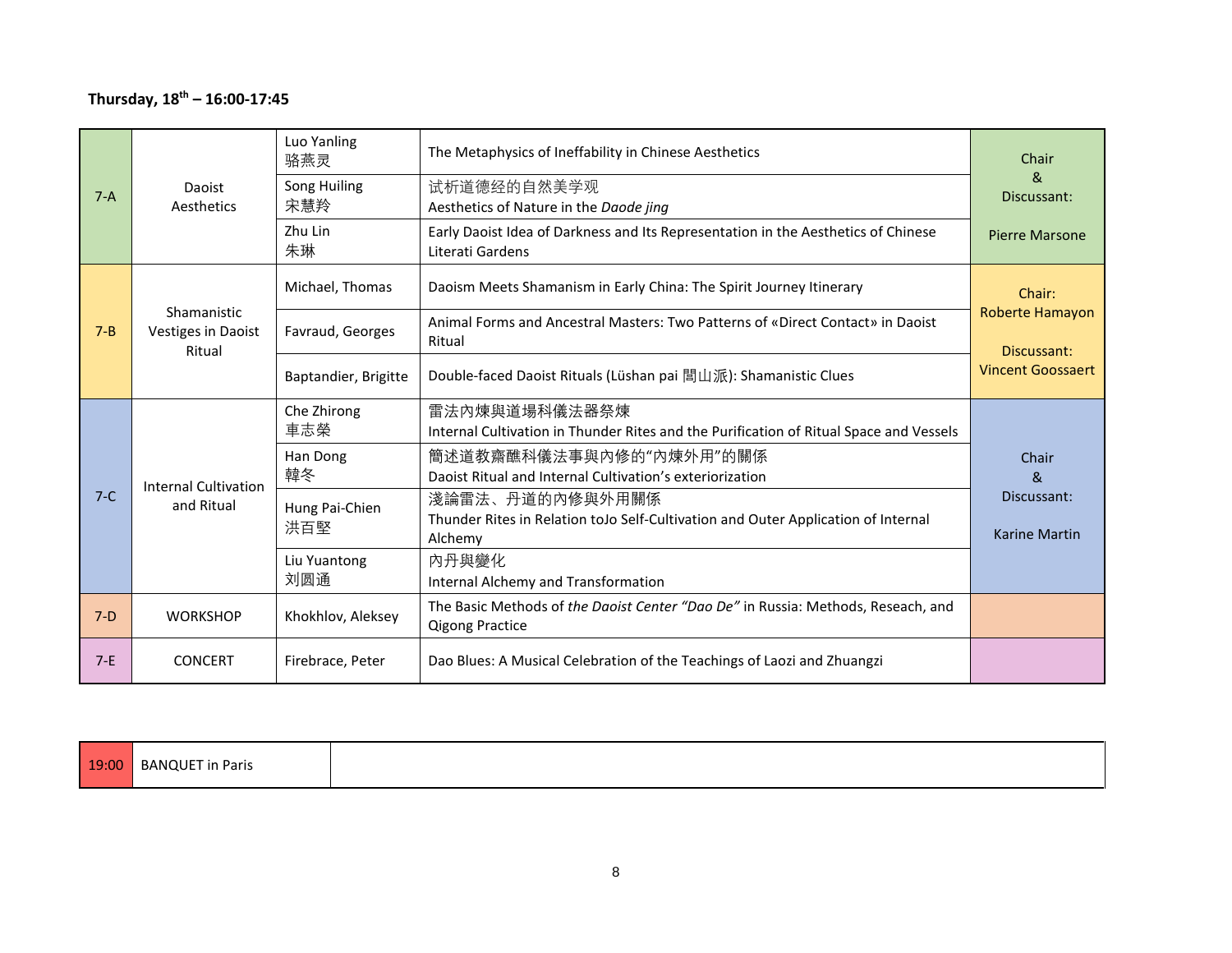**Thursday, 18th – 16:00-17:45**

| Session | Panel | Speaker | Title | Chair / Discussant |
|---|---|---|---|---|
| 7-A | Daoist Aesthetics | Luo Yanling 骆燕灵 | The Metaphysics of Ineffability in Chinese Aesthetics | Chair & Discussant: Pierre Marsone |
| | | Song Huiling 宋慧羚 | 试析道德经的自然美学观<br>Aesthetics of Nature in the *Daode jing* | |
| | | Zhu Lin 朱琳 | Early Daoist Idea of Darkness and Its Representation in the Aesthetics of Chinese Literati Gardens | |
| 7-B | Shamanistic Vestiges in Daoist Ritual | Michael, Thomas | Daoism Meets Shamanism in Early China: The Spirit Journey Itinerary | Chair: Roberte Hamayon<br>Discussant: Vincent Goossaert |
| | | Favraud, Georges | Animal Forms and Ancestral Masters: Two Patterns of «Direct Contact» in Daoist Ritual | |
| | | Baptandier, Brigitte | Double-faced Daoist Rituals (Lüshan pai 閭山派): Shamanistic Clues | |
| 7-C | Internal Cultivation and Ritual | Che Zhirong 車志榮 | 雷法內煉與道場科儀法器祭煉<br>Internal Cultivation in Thunder Rites and the Purification of Ritual Space and Vessels | Chair & Discussant: Karine Martin |
| | | Han Dong 韓冬 | 簡述道教齋醮科儀法事與內修的"內煉外用"的關係<br>Daoist Ritual and Internal Cultivation's exteriorization | |
| | | Hung Pai-Chien 洪百堅 | 淺論雷法、丹道的內修與外用關係<br>Thunder Rites in Relation toJo Self-Cultivation and Outer Application of Internal Alchemy | |
| | | Liu Yuantong 刘圆通 | 內丹與變化<br>Internal Alchemy and Transformation | |
| 7-D | WORKSHOP | Khokhlov, Aleksey | The Basic Methods of *the Daoist Center "Dao De"* in Russia: Methods, Reseach, and Qigong Practice | |
| 7-E | CONCERT | Firebrace, Peter | Dao Blues: A Musical Celebration of the Teachings of Laozi and Zhuangzi | |

| 19:00 | BANQUET in Paris | |
|---|---|---|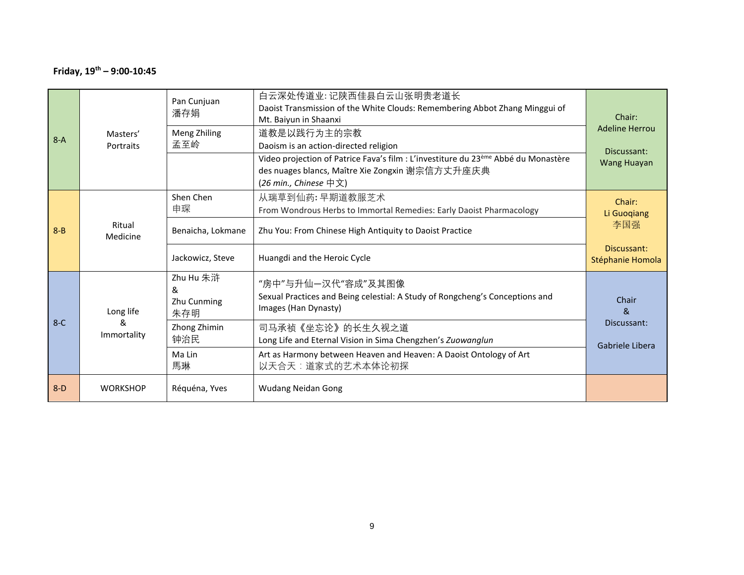**Friday, 19th – 9:00-10:45**

| | | | | |
|---|---|---|---|---|
| 8-A | Masters' Portraits | Pan Cunjuan 潘存娟 | 白云深处传道业: 记陕西佳县白云山张明贵老道长<br>Daoist Transmission of the White Clouds: Remembering Abbot Zhang Minggui of Mt. Baiyun in Shaanxi | Chair: Adeline Herrou<br><br>Discussant: Wang Huayan |
| | | Meng Zhiling 孟至岭 | 道教是以践行为主的宗教<br>Daoism is an action-directed religion | |
| | | | Video projection of Patrice Fava's film : L'investiture du 23ème Abbé du Monastère des nuages blancs, Maître Xie Zongxin 谢宗信方丈升座庆典<br>(*26 min., Chinese* 中文) | |
| 8-B | Ritual Medicine | Shen Chen 申琛 | 从瑞草到仙药: 早期道教服艺术<br>From Wondrous Herbs to Immortal Remedies: Early Daoist Pharmacology | Chair: Li Guoqiang 李国强<br><br>Discussant: Stéphanie Homola |
| | | Benaicha, Lokmane | Zhu You: From Chinese High Antiquity to Daoist Practice | |
| | | Jackowicz, Steve | Huangdi and the Heroic Cycle | |
| 8-C | Long life & Immortality | Zhu Hu 朱浒 & Zhu Cunming 朱存明 | "房中"与升仙—汉代"容成"及其图像<br>Sexual Practices and Being celestial: A Study of Rongcheng's Conceptions and Images (Han Dynasty) | Chair & Discussant:<br><br>Gabriele Libera |
| | | Zhong Zhimin 钟治民 | 司马承祯《坐忘论》的长生久视之道<br>Long Life and Eternal Vision in Sima Chengzhen's *Zuowanglun* | |
| | | Ma Lin 馬琳 | Art as Harmony between Heaven and Heaven: A Daoist Ontology of Art<br>以天合天：道家式的艺术本体论初探 | |
| 8-D | WORKSHOP | Réquéna, Yves | Wudang Neidan Gong | |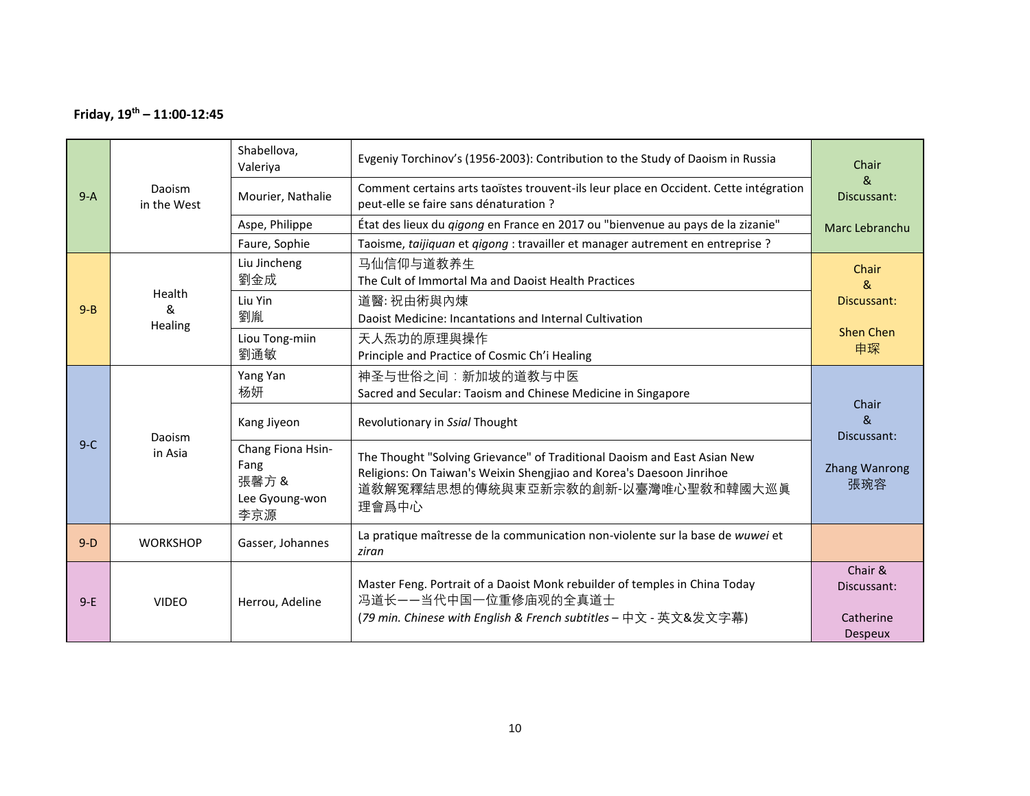**Friday, 19th – 11:00-12:45**

| | | | | |
|---|---|---|---|---|
| 9-A | Daoism in the West | Shabellova, Valeriya | Evgeniy Torchinov's (1956-2003): Contribution to the Study of Daoism in Russia | Chair & Discussant: Marc Lebranchu |
| | | Mourier, Nathalie | Comment certains arts taoïstes trouvent-ils leur place en Occident. Cette intégration peut-elle se faire sans dénaturation ? | |
| | | Aspe, Philippe | État des lieux du *qigong* en France en 2017 ou "bienvenue au pays de la zizanie" | |
| | | Faure, Sophie | Taoisme, *taijiquan* et *qigong* : travailler et manager autrement en entreprise ? | |
| 9-B | Health & Healing | Liu Jincheng 劉金成 | 马仙信仰与道教养生<br>The Cult of Immortal Ma and Daoist Health Practices | Chair & Discussant: Shen Chen 申琛 |
| | | Liu Yin 劉胤 | 道醫: 祝由術與內煉<br>Daoist Medicine: Incantations and Internal Cultivation | |
| | | Liou Tong-miin 劉通敏 | 天人炁功的原理與操作<br>Principle and Practice of Cosmic Ch'i Healing | |
| 9-C | Daoism in Asia | Yang Yan 杨妍 | 神圣与世俗之间：新加坡的道教与中医<br>Sacred and Secular: Taoism and Chinese Medicine in Singapore | Chair & Discussant: Zhang Wanrong 張琬容 |
| | | Kang Jiyeon | Revolutionary in *Ssial* Thought | |
| | | Chang Fiona Hsin-Fang 張馨方 & Lee Gyoung-won 李京源 | The Thought "Solving Grievance" of Traditional Daoism and East Asian New Religions: On Taiwan's Weixin Shengjiao and Korea's Daesoon Jinrihoe<br>道教解冤釋結思想的傳統與東亞新宗敎的創新-以臺灣唯心聖教和韓國大巡眞理會爲中心 | |
| 9-D | WORKSHOP | Gasser, Johannes | La pratique maîtresse de la communication non-violente sur la base de *wuwei* et *ziran* | |
| 9-E | VIDEO | Herrou, Adeline | Master Feng. Portrait of a Daoist Monk rebuilder of temples in China Today<br>冯道长——当代中国一位重修庙观的全真道士<br>(*79 min. Chinese with English & French subtitles* – 中文 - 英文&发文字幕) | Chair & Discussant: Catherine Despeux |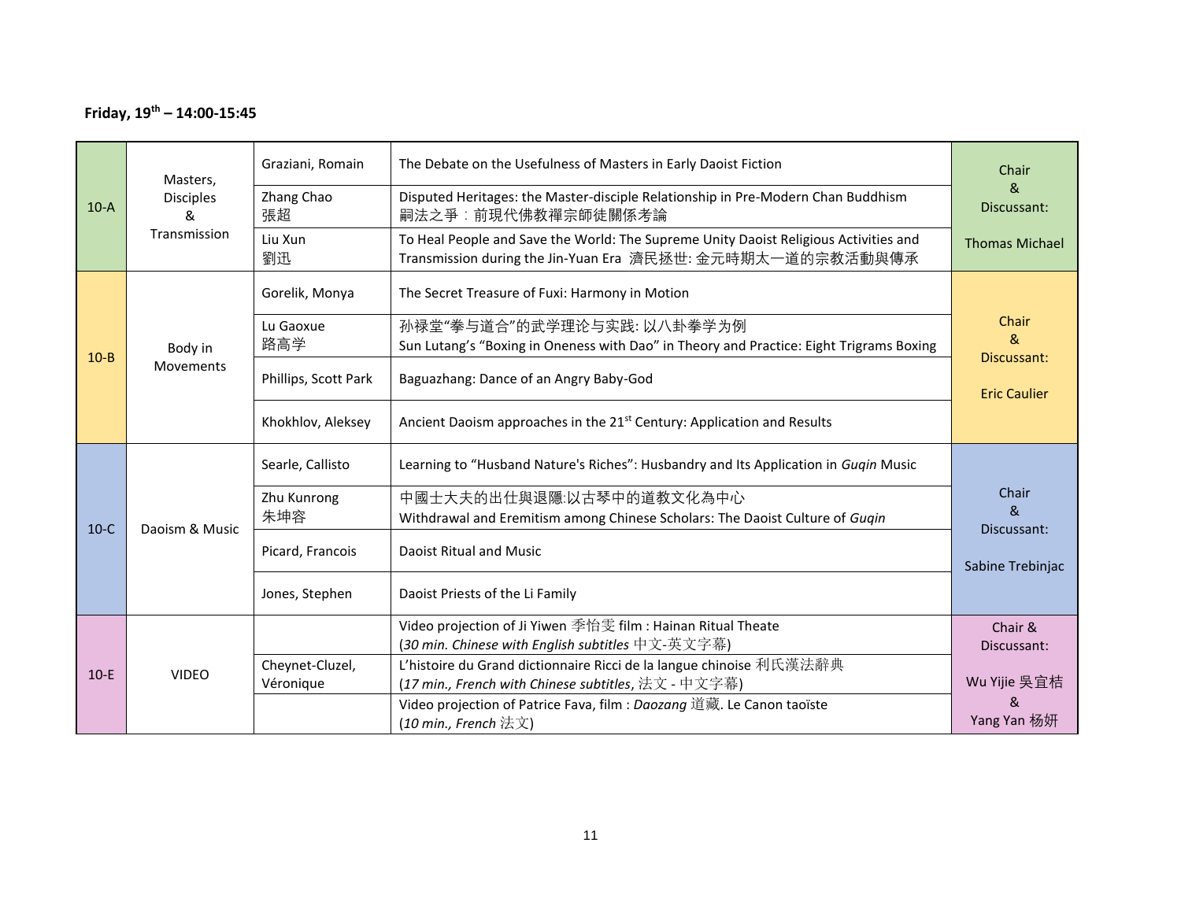**Friday, 19th – 14:00-15:45**

| | | | | |
|---|---|---|---|---|
| 10-A | Masters, Disciples & Transmission | Graziani, Romain | The Debate on the Usefulness of Masters in Early Daoist Fiction | Chair & Discussant: Thomas Michael |
| | | Zhang Chao 張超 | Disputed Heritages: the Master-disciple Relationship in Pre-Modern Chan Buddhism 嗣法之爭：前現代佛教禪宗師徒關係考論 | |
| | | Liu Xun 劉迅 | To Heal People and Save the World: The Supreme Unity Daoist Religious Activities and Transmission during the Jin-Yuan Era 濟民拯世: 金元時期太一道的宗教活動與傳承 | |
| 10-B | Body in Movements | Gorelik, Monya | The Secret Treasure of Fuxi: Harmony in Motion | Chair & Discussant: Eric Caulier |
| | | Lu Gaoxue 路高学 | 孙禄堂“拳与道合”的武学理论与实践: 以八卦拳学为例 Sun Lutang’s “Boxing in Oneness with Dao” in Theory and Practice: Eight Trigrams Boxing | |
| | | Phillips, Scott Park | Baguazhang: Dance of an Angry Baby-God | |
| | | Khokhlov, Aleksey | Ancient Daoism approaches in the 21st Century: Application and Results | |
| 10-C | Daoism & Music | Searle, Callisto | Learning to “Husband Nature's Riches”: Husbandry and Its Application in *Guqin* Music | Chair & Discussant: Sabine Trebinjac |
| | | Zhu Kunrong 朱坤容 | 中國士大夫的出仕與退隱:以古琴中的道教文化為中心 Withdrawal and Eremitism among Chinese Scholars: The Daoist Culture of *Guqin* | |
| | | Picard, Francois | Daoist Ritual and Music | |
| | | Jones, Stephen | Daoist Priests of the Li Family | |
| 10-E | VIDEO | | Video projection of Ji Yiwen 季怡雯 film : Hainan Ritual Theate (*30 min. Chinese with English subtitles* 中文-英文字幕) | Chair & Discussant: Wu Yijie 吴宜桔 & Yang Yan 杨妍 |
| | | Cheynet-Cluzel, Véronique | L’histoire du Grand dictionnaire Ricci de la langue chinoise 利氏漢法辭典 (*17 min., French with Chinese subtitles*, 法文 - 中文字幕) | |
| | | | Video projection of Patrice Fava, film : *Daozang* 道藏. Le Canon taoïste (*10 min., French* 法文) | |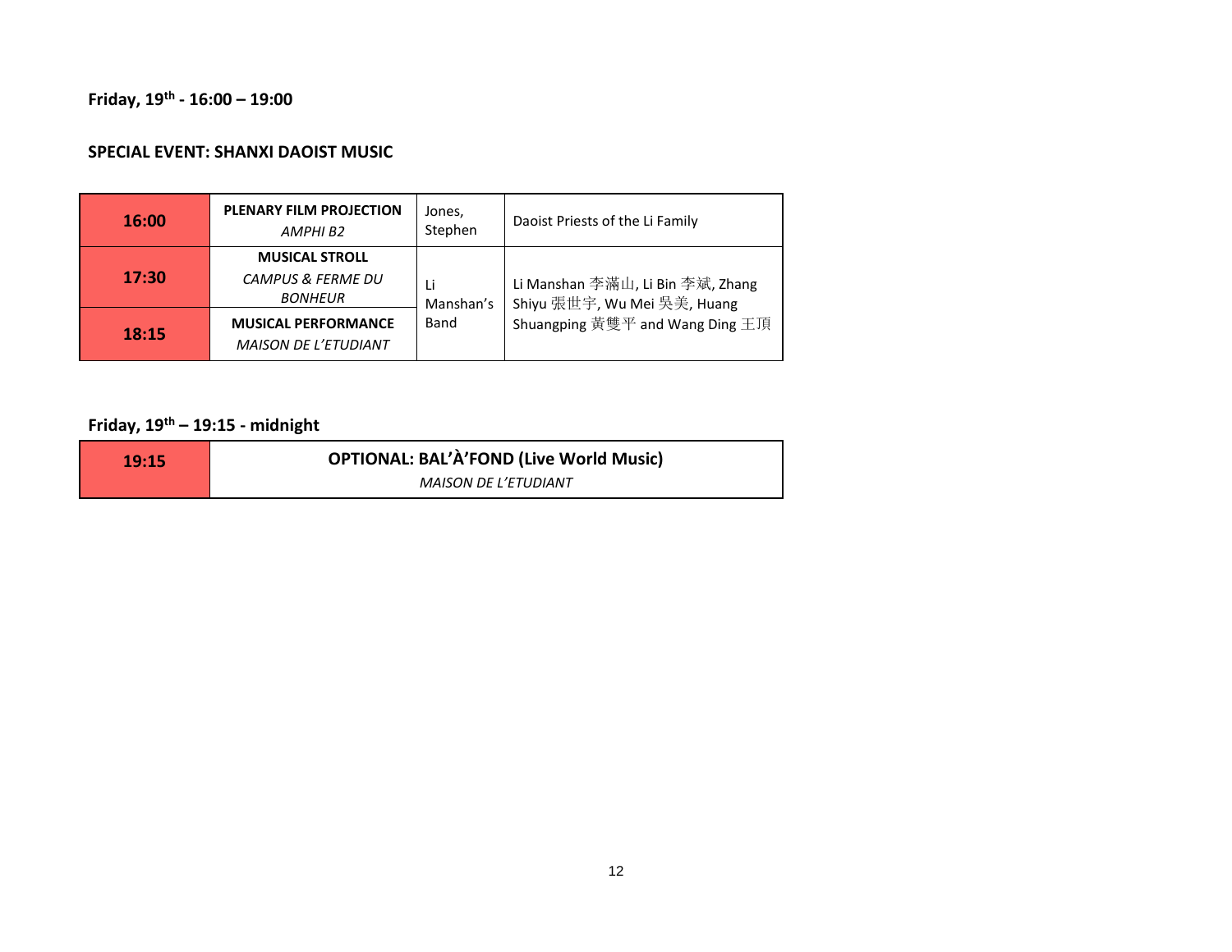**Friday, 19th - 16:00 – 19:00**

**SPECIAL EVENT: SHANXI DAOIST MUSIC**

| | | | |
|---|---|---|---|
| **16:00** | **PLENARY FILM PROJECTION** *AMPHI B2* | Jones, Stephen | Daoist Priests of the Li Family |
| **17:30** | **MUSICAL STROLL** *CAMPUS & FERME DU BONHEUR* | Li Manshan's Band | Li Manshan 李滿山, Li Bin 李斌, Zhang Shiyu 張世宇, Wu Mei 吳美, Huang Shuangping 黃雙平 and Wang Ding 王頂 |
| **18:15** | **MUSICAL PERFORMANCE** *MAISON DE L'ETUDIANT* | | |

**Friday, 19th – 19:15 - midnight**

| | |
|---|---|
| **19:15** | **OPTIONAL: BAL'À'FOND (Live World Music)** *MAISON DE L'ETUDIANT* |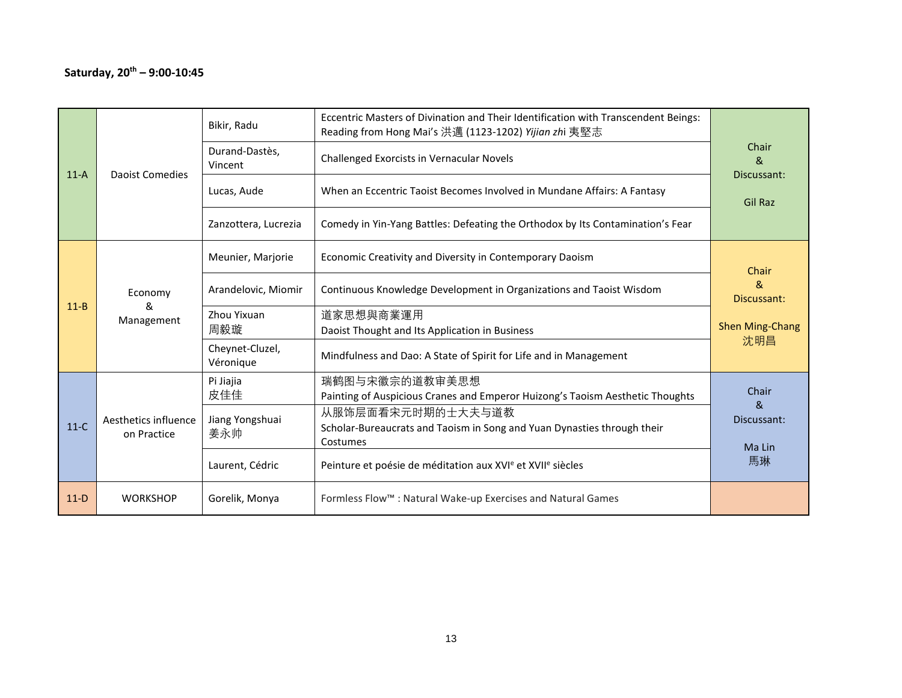**Saturday, 20th – 9:00-10:45**

| | | | | |
|---|---|---|---|---|
| 11-A | Daoist Comedies | Bikir, Radu | Eccentric Masters of Divination and Their Identification with Transcendent Beings: Reading from Hong Mai's 洪邁 (1123-1202) *Yijian zhi* 夷堅志 | Chair & Discussant: Gil Raz |
| | | Durand-Dastès, Vincent | Challenged Exorcists in Vernacular Novels | |
| | | Lucas, Aude | When an Eccentric Taoist Becomes Involved in Mundane Affairs: A Fantasy | |
| | | Zanzottera, Lucrezia | Comedy in Yin-Yang Battles: Defeating the Orthodox by Its Contamination's Fear | |
| 11-B | Economy & Management | Meunier, Marjorie | Economic Creativity and Diversity in Contemporary Daoism | Chair & Discussant: Shen Ming-Chang 沈明昌 |
| | | Arandelovic, Miomir | Continuous Knowledge Development in Organizations and Taoist Wisdom | |
| | | Zhou Yixuan 周毅璇 | 道家思想與商業運用 Daoist Thought and Its Application in Business | |
| | | Cheynet-Cluzel, Véronique | Mindfulness and Dao: A State of Spirit for Life and in Management | |
| 11-C | Aesthetics influence on Practice | Pi Jiajia 皮佳佳 | 瑞鹤图与宋徽宗的道教审美思想 Painting of Auspicious Cranes and Emperor Huizong's Taoism Aesthetic Thoughts | Chair & Discussant: Ma Lin 馬琳 |
| | | Jiang Yongshuai 姜永帅 | 从服饰层面看宋元时期的士大夫与道教 Scholar-Bureaucrats and Taoism in Song and Yuan Dynasties through their Costumes | |
| | | Laurent, Cédric | Peinture et poésie de méditation aux XVIe et XVIIe siècles | |
| 11-D | WORKSHOP | Gorelik, Monya | Formless Flow™ : Natural Wake-up Exercises and Natural Games | |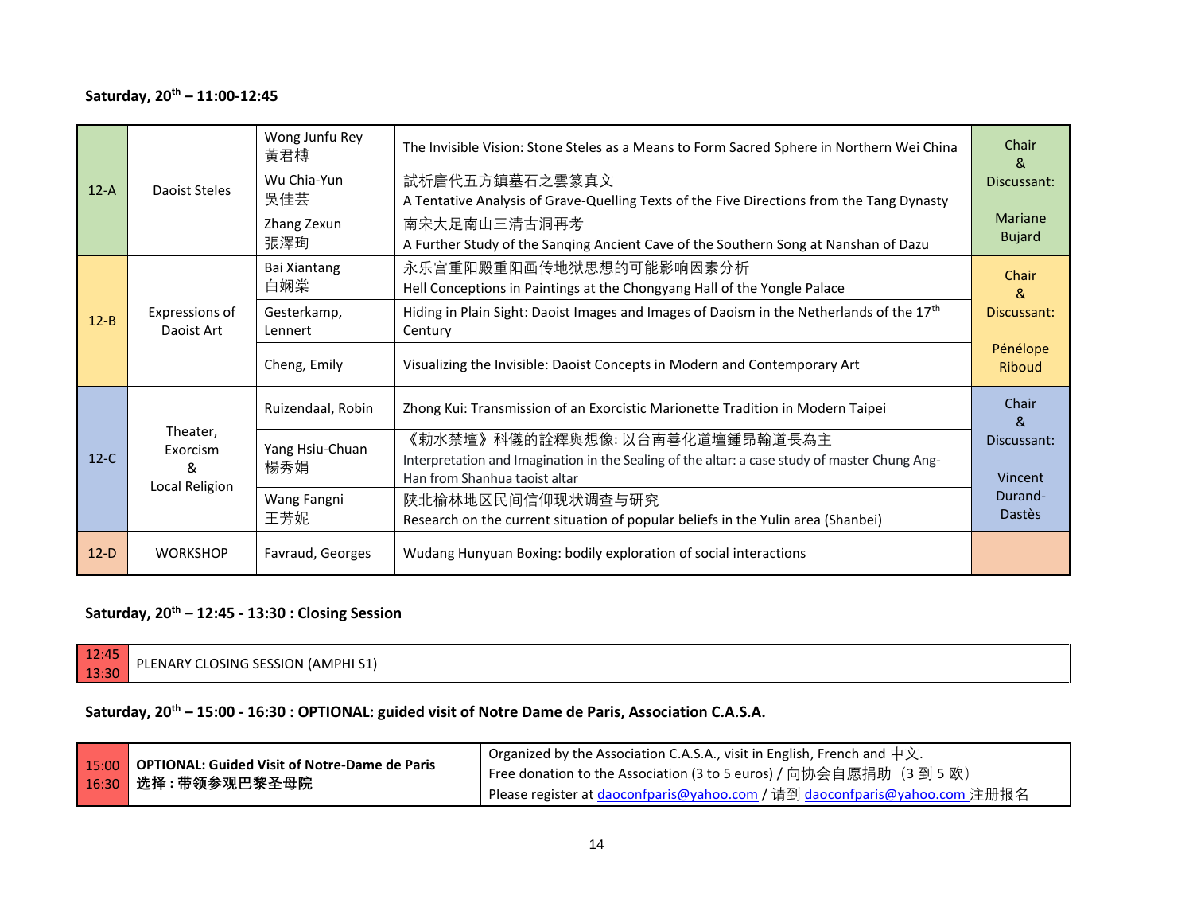**Saturday, 20th – 11:00-12:45**

| | | | | |
|---|---|---|---|---|
| 12-A | Daoist Steles | Wong Junfu Rey 黃君榑 | The Invisible Vision: Stone Steles as a Means to Form Sacred Sphere in Northern Wei China | Chair & Discussant: Mariane Bujard |
| | | Wu Chia-Yun 吳佳芸 | 試析唐代五方鎮墓石之雲篆真文 A Tentative Analysis of Grave-Quelling Texts of the Five Directions from the Tang Dynasty | |
| | | Zhang Zexun 張澤珣 | 南宋大足南山三清古洞再考 A Further Study of the Sanqing Ancient Cave of the Southern Song at Nanshan of Dazu | |
| 12-B | Expressions of Daoist Art | Bai Xiantang 白娴棠 | 永乐宫重阳殿重阳画传地狱思想的可能影响因素分析 Hell Conceptions in Paintings at the Chongyang Hall of the Yongle Palace | Chair & Discussant: Pénélope Riboud |
| | | Gesterkamp, Lennert | Hiding in Plain Sight: Daoist Images and Images of Daoism in the Netherlands of the 17th Century | |
| | | Cheng, Emily | Visualizing the Invisible: Daoist Concepts in Modern and Contemporary Art | |
| 12-C | Theater, Exorcism & Local Religion | Ruizendaal, Robin | Zhong Kui: Transmission of an Exorcistic Marionette Tradition in Modern Taipei | Chair & Discussant: Vincent Durand-Dastès |
| | | Yang Hsiu-Chuan 楊秀娟 | 《勅水禁壇》科儀的詮釋與想像: 以台南善化道壇鍾昂翰道長為主 Interpretation and Imagination in the Sealing of the altar: a case study of master Chung Ang-Han from Shanhua taoist altar | |
| | | Wang Fangni 王芳妮 | 陕北榆林地区民间信仰现状调查与研究 Research on the current situation of popular beliefs in the Yulin area (Shanbei) | |
| 12-D | WORKSHOP | Favraud, Georges | Wudang Hunyuan Boxing: bodily exploration of social interactions | |

**Saturday, 20th – 12:45 - 13:30 : Closing Session**

| | |
|---|---|
| 12:45 13:30 | PLENARY CLOSING SESSION (AMPHI S1) |

**Saturday, 20th – 15:00 - 16:30 : OPTIONAL: guided visit of Notre Dame de Paris, Association C.A.S.A.**

| | | |
|---|---|---|
| 15:00 16:30 | **OPTIONAL: Guided Visit of Notre-Dame de Paris 选择 : 带领参观巴黎圣母院** | Organized by the Association C.A.S.A., visit in English, French and 中文. Free donation to the Association (3 to 5 euros) / 向协会自愿捐助（3 到 5 欧） Please register at daoconfparis@yahoo.com / 请到 daoconfparis@yahoo.com 注册报名 |